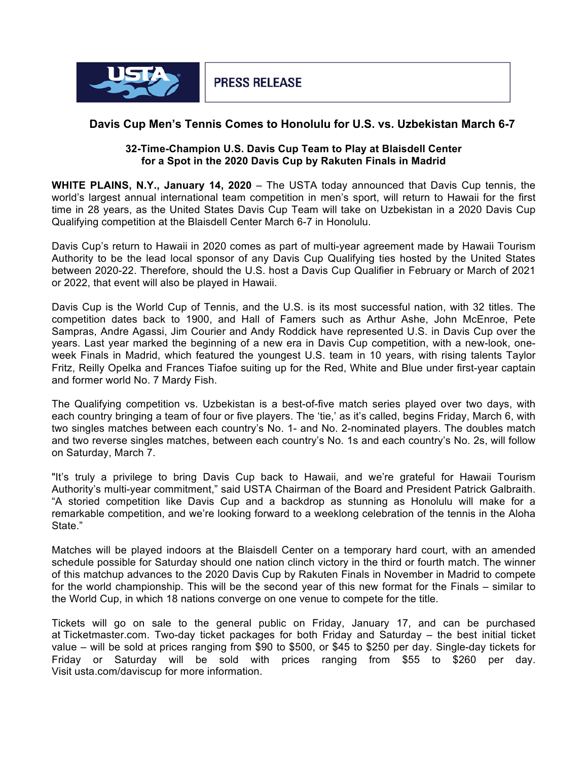**PRESS RELEASE**

# Davis Cup Men's Tennis Comes to Honolulu for U.S. vs. Uzbekistan March 6-7

## 32-Time-Champion U.S. Davis Cup Team to Play at Blaisdell Center for a Spot in the 2020 Davis Cup by Rakuten Finals in Madrid

**WHITE PLAINS, N.Y., January 14, 2020** – The USTA today announced that Davis Cup tennis, the world's largest annual international team competition in men's sport, will return to Hawaii for the first time in 28 years, as the United States Davis Cup Team will take on Uzbekistan in a 2020 Davis Cup Qualifying competition at the Blaisdell Center March 6-7 in Honolulu.

Davis Cup's return to Hawaii in 2020 comes as part of multi-year agreement made by Hawaii Tourism Authority to be the lead local sponsor of any Davis Cup Qualifying ties hosted by the United States between 2020-22. Therefore, should the U.S. host a Davis Cup Qualifier in February or March of 2021 or 2022, that event will also be played in Hawaii.

Davis Cup is the World Cup of Tennis, and the U.S. is its most successful nation, with 32 titles. The competition dates back to 1900, and Hall of Famers such as Arthur Ashe, John McEnroe, Pete Sampras, Andre Agassi, Jim Courier and Andy Roddick have represented U.S. in Davis Cup over the years. Last year marked the beginning of a new era in Davis Cup competition, with a new-look, one-week Finals in Madrid, which featured the youngest U.S. team in 10 years, with rising talents Taylor Fritz, Reilly Opelka and Frances Tiafoe suiting up for the Red, White and Blue under first-year captain and former world No. 7 Mardy Fish.

The Qualifying competition vs. Uzbekistan is a best-of-five match series played over two days, with each country bringing a team of four or five players. The 'tie,' as it's called, begins Friday, March 6, with two singles matches between each country's No. 1- and No. 2-nominated players. The doubles match and two reverse singles matches, between each country's No. 1s and each country's No. 2s, will follow on Saturday, March 7.

"It's truly a privilege to bring Davis Cup back to Hawaii, and we're grateful for Hawaii Tourism Authority's multi-year commitment," said USTA Chairman of the Board and President Patrick Galbraith. "A storied competition like Davis Cup and a backdrop as stunning as Honolulu will make for a remarkable competition, and we're looking forward to a weeklong celebration of the tennis in the Aloha State."

Matches will be played indoors at the Blaisdell Center on a temporary hard court, with an amended schedule possible for Saturday should one nation clinch victory in the third or fourth match. The winner of this matchup advances to the 2020 Davis Cup by Rakuten Finals in November in Madrid to compete for the world championship. This will be the second year of this new format for the Finals – similar to the World Cup, in which 18 nations converge on one venue to compete for the title.

Tickets will go on sale to the general public on Friday, January 17, and can be purchased at Ticketmaster.com. Two-day ticket packages for both Friday and Saturday – the best initial ticket value – will be sold at prices ranging from $90 to $500, or $45 to $250 per day. Single-day tickets for Friday or Saturday will be sold with prices ranging from $55 to $260 per day. Visit usta.com/daviscup for more information.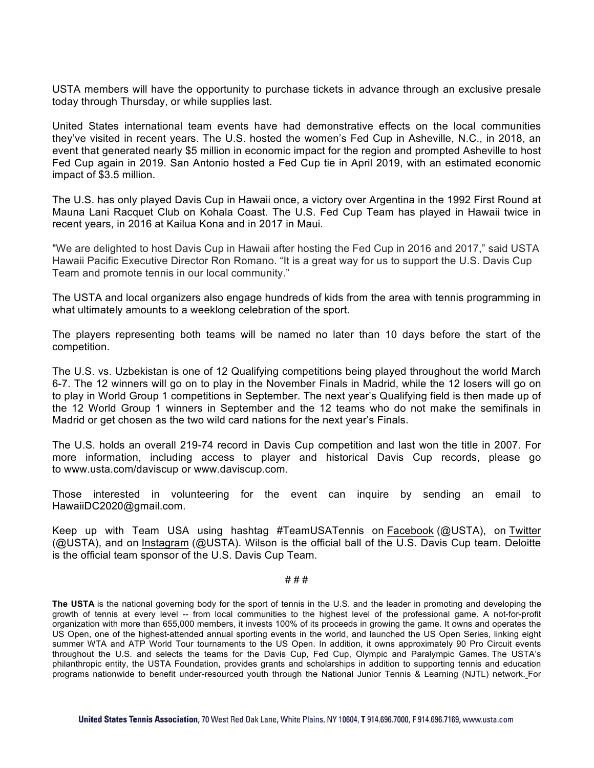USTA members will have the opportunity to purchase tickets in advance through an exclusive presale today through Thursday, or while supplies last.

United States international team events have had demonstrative effects on the local communities they've visited in recent years. The U.S. hosted the women's Fed Cup in Asheville, N.C., in 2018, an event that generated nearly $5 million in economic impact for the region and prompted Asheville to host Fed Cup again in 2019. San Antonio hosted a Fed Cup tie in April 2019, with an estimated economic impact of $3.5 million.

The U.S. has only played Davis Cup in Hawaii once, a victory over Argentina in the 1992 First Round at Mauna Lani Racquet Club on Kohala Coast. The U.S. Fed Cup Team has played in Hawaii twice in recent years, in 2016 at Kailua Kona and in 2017 in Maui.

"We are delighted to host Davis Cup in Hawaii after hosting the Fed Cup in 2016 and 2017," said USTA Hawaii Pacific Executive Director Ron Romano. "It is a great way for us to support the U.S. Davis Cup Team and promote tennis in our local community."

The USTA and local organizers also engage hundreds of kids from the area with tennis programming in what ultimately amounts to a weeklong celebration of the sport.

The players representing both teams will be named no later than 10 days before the start of the competition.

The U.S. vs. Uzbekistan is one of 12 Qualifying competitions being played throughout the world March 6-7. The 12 winners will go on to play in the November Finals in Madrid, while the 12 losers will go on to play in World Group 1 competitions in September. The next year's Qualifying field is then made up of the 12 World Group 1 winners in September and the 12 teams who do not make the semifinals in Madrid or get chosen as the two wild card nations for the next year's Finals.

The U.S. holds an overall 219-74 record in Davis Cup competition and last won the title in 2007. For more information, including access to player and historical Davis Cup records, please go to www.usta.com/daviscup or www.daviscup.com.

Those interested in volunteering for the event can inquire by sending an email to HawaiiDC2020@gmail.com.

Keep up with Team USA using hashtag #TeamUSATennis on Facebook (@USTA), on Twitter (@USTA), and on Instagram (@USTA). Wilson is the official ball of the U.S. Davis Cup team. Deloitte is the official team sponsor of the U.S. Davis Cup Team.

# # #

**The USTA** is the national governing body for the sport of tennis in the U.S. and the leader in promoting and developing the growth of tennis at every level -- from local communities to the highest level of the professional game. A not-for-profit organization with more than 655,000 members, it invests 100% of its proceeds in growing the game. It owns and operates the US Open, one of the highest-attended annual sporting events in the world, and launched the US Open Series, linking eight summer WTA and ATP World Tour tournaments to the US Open. In addition, it owns approximately 90 Pro Circuit events throughout the U.S. and selects the teams for the Davis Cup, Fed Cup, Olympic and Paralympic Games. The USTA's philanthropic entity, the USTA Foundation, provides grants and scholarships in addition to supporting tennis and education programs nationwide to benefit under-resourced youth through the National Junior Tennis & Learning (NJTL) network. For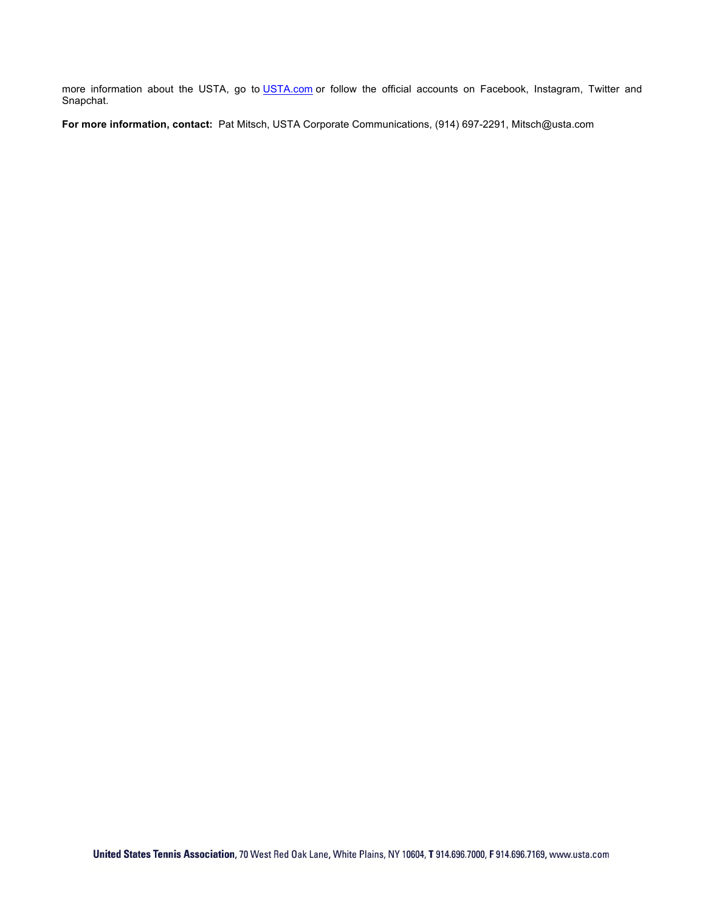more information about the USTA, go to [USTA.com](USTA.com) or follow the official accounts on Facebook, Instagram, Twitter and Snapchat.

**For more information, contact:** Pat Mitsch, USTA Corporate Communications, (914) 697-2291, Mitsch@usta.com